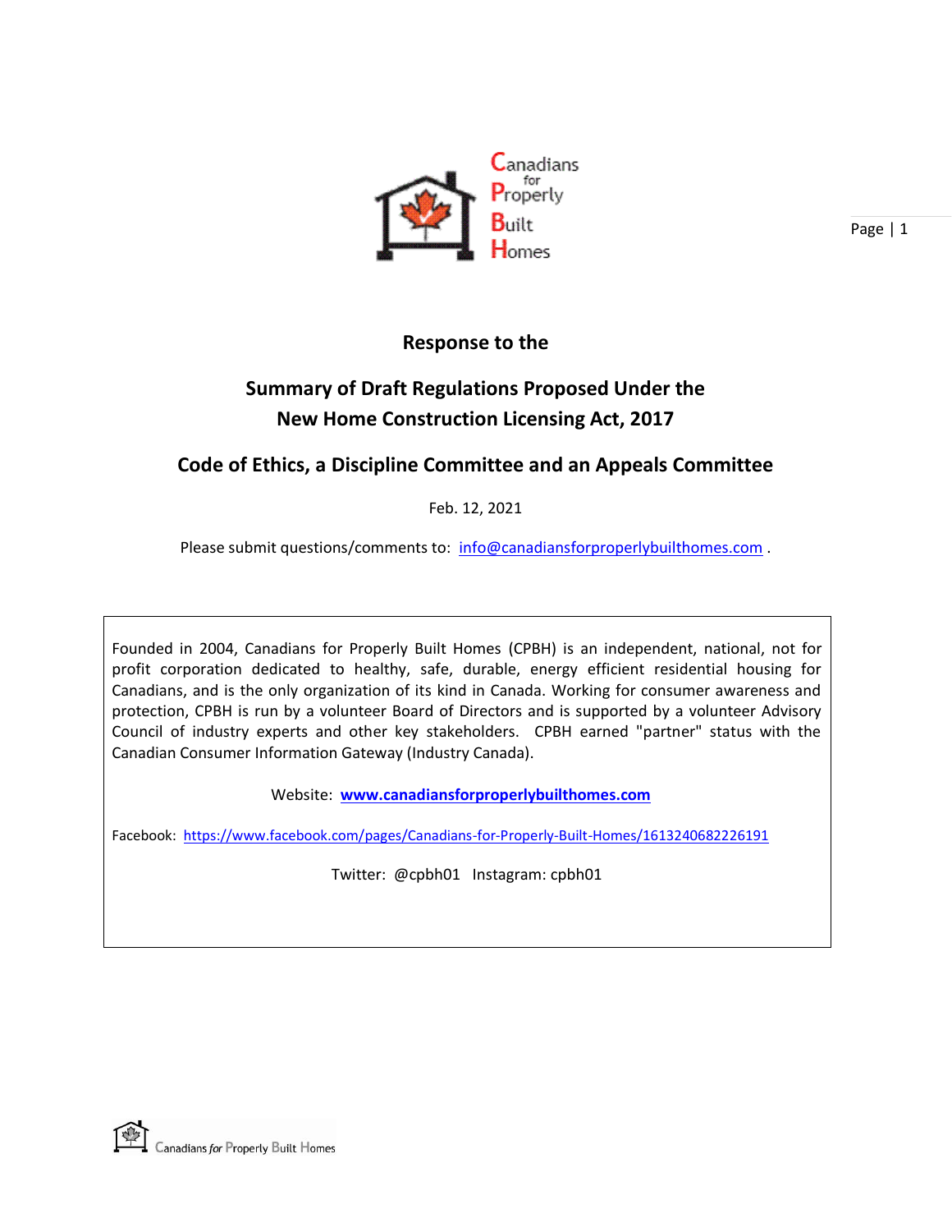# Response to the

## Summary of Draft Regulations Proposed Under the New Home Construction Licensing Act, 2017

## Code of Ethics, a Discipline Committee and an Appeals Committee

Feb. 12, 2021

Please submit questions/comments to: info@canadiansforproperlybuilthomes.com .

Founded in 2004, Canadians for Properly Built Homes (CPBH) is an independent, national, not for profit corporation dedicated to healthy, safe, durable, energy efficient residential housing for Canadians, and is the only organization of its kind in Canada. Working for consumer awareness and protection, CPBH is run by a volunteer Board of Directors and is supported by a volunteer Advisory Council of industry experts and other key stakeholders. CPBH earned "partner" status with the Canadian Consumer Information Gateway (Industry Canada).

Website: **www.canadiansforproperlybuilthomes.com**

Facebook: https://www.facebook.com/pages/Canadians-for-Properly-Built-Homes/1613240682226191

Twitter: @cpbh01 Instagram: cpbh01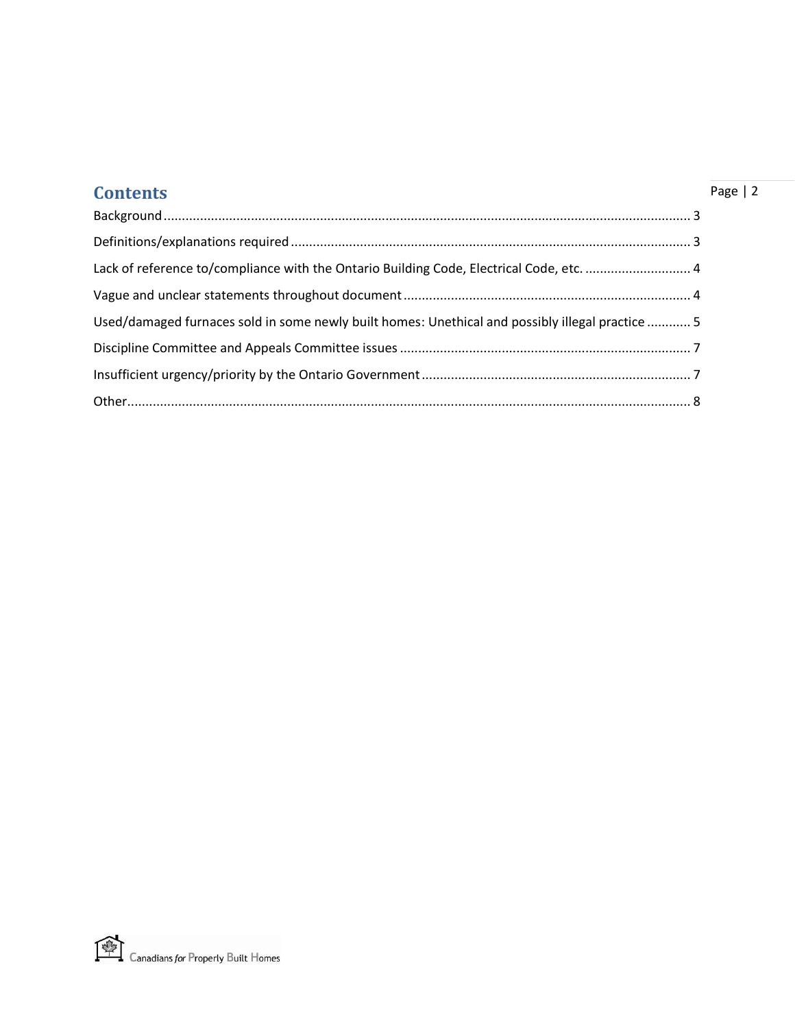## Contents

Background ........................................................................................................................................ 3

Definitions/explanations required ......................................................................................................... 3

Lack of reference to/compliance with the Ontario Building Code, Electrical Code, etc. ............................. 4

Vague and unclear statements throughout document .............................................................................. 4

Used/damaged furnaces sold in some newly built homes: Unethical and possibly illegal practice ............ 5

Discipline Committee and Appeals Committee issues ................................................................................ 7

Insufficient urgency/priority by the Ontario Government .......................................................................... 7

Other......................................................................................................................................................... 8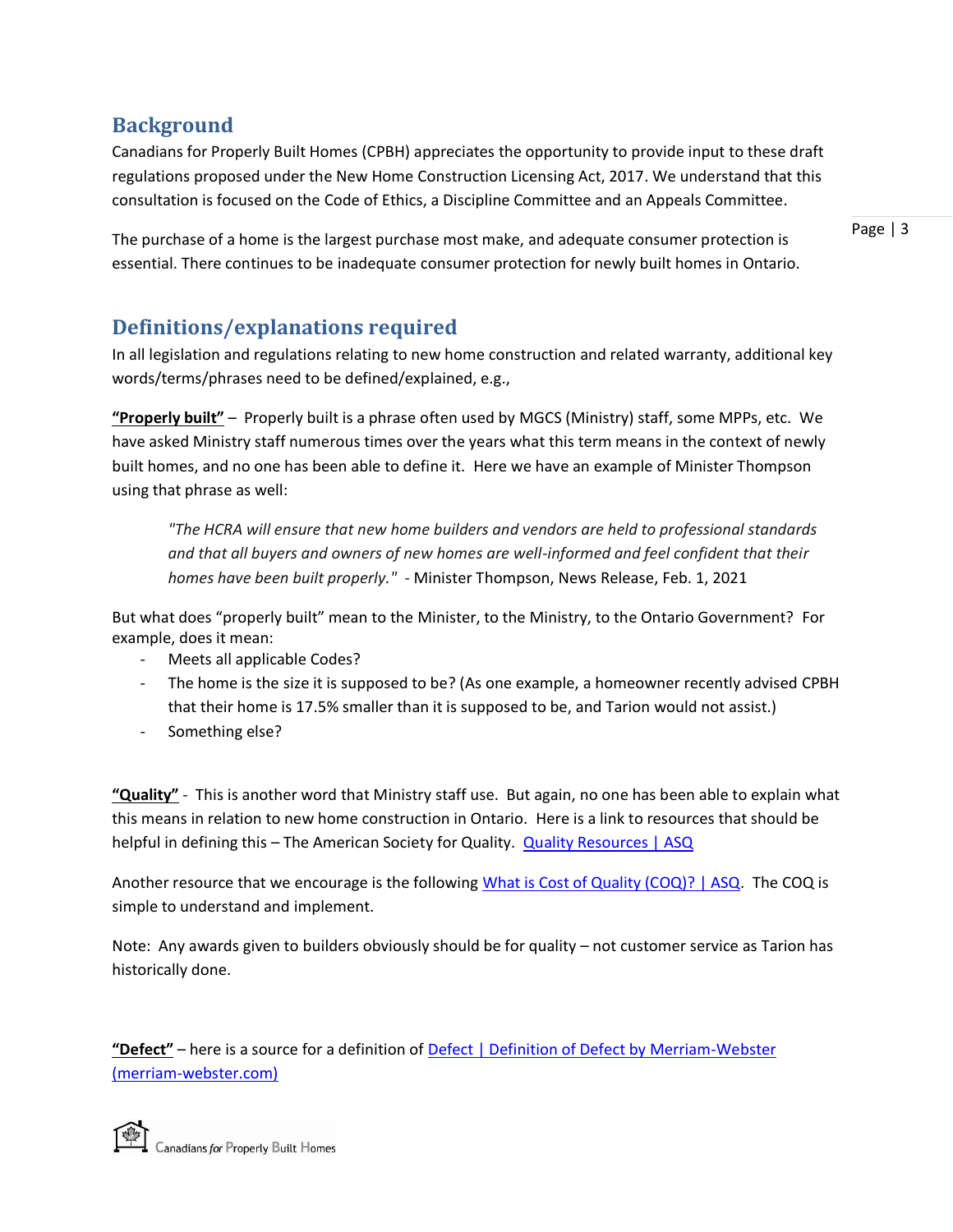## Background

Canadians for Properly Built Homes (CPBH) appreciates the opportunity to provide input to these draft regulations proposed under the New Home Construction Licensing Act, 2017. We understand that this consultation is focused on the Code of Ethics, a Discipline Committee and an Appeals Committee.

The purchase of a home is the largest purchase most make, and adequate consumer protection is essential. There continues to be inadequate consumer protection for newly built homes in Ontario.

## Definitions/explanations required

In all legislation and regulations relating to new home construction and related warranty, additional key words/terms/phrases need to be defined/explained, e.g.,

**"Properly built"** – Properly built is a phrase often used by MGCS (Ministry) staff, some MPPs, etc. We have asked Ministry staff numerous times over the years what this term means in the context of newly built homes, and no one has been able to define it. Here we have an example of Minister Thompson using that phrase as well:

> *"The HCRA will ensure that new home builders and vendors are held to professional standards and that all buyers and owners of new homes are well-informed and feel confident that their homes have been built properly."* - Minister Thompson, News Release, Feb. 1, 2021

But what does "properly built" mean to the Minister, to the Ministry, to the Ontario Government? For example, does it mean:

- Meets all applicable Codes?
- The home is the size it is supposed to be? (As one example, a homeowner recently advised CPBH that their home is 17.5% smaller than it is supposed to be, and Tarion would not assist.)
- Something else?

**"Quality"** - This is another word that Ministry staff use. But again, no one has been able to explain what this means in relation to new home construction in Ontario. Here is a link to resources that should be helpful in defining this – The American Society for Quality. [Quality Resources | ASQ]

Another resource that we encourage is the following [What is Cost of Quality (COQ)? | ASQ]. The COQ is simple to understand and implement.

Note: Any awards given to builders obviously should be for quality – not customer service as Tarion has historically done.

**"Defect"** – here is a source for a definition of [Defect | Definition of Defect by Merriam-Webster (merriam-webster.com)]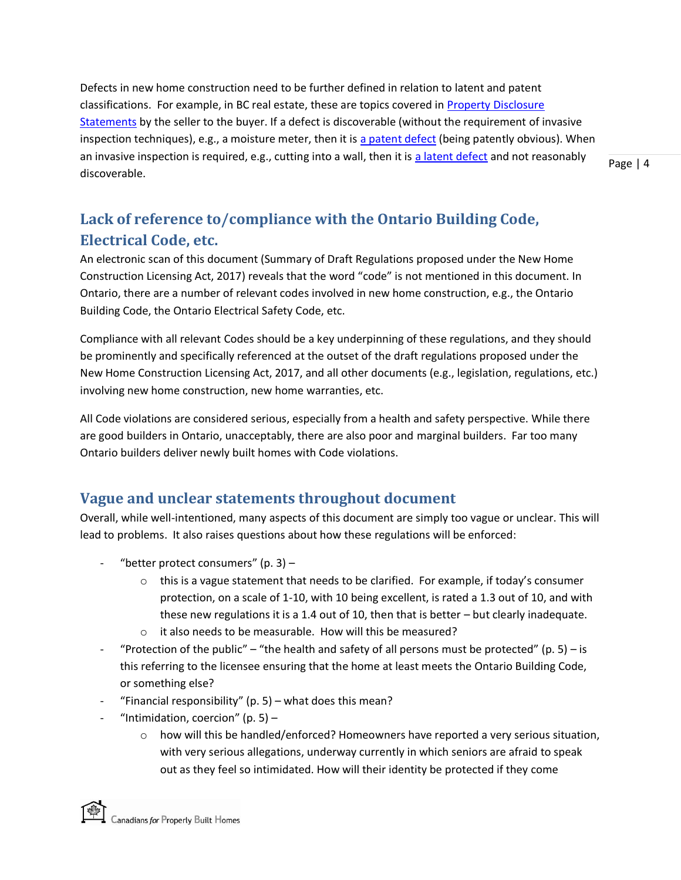Defects in new home construction need to be further defined in relation to latent and patent classifications. For example, in BC real estate, these are topics covered in [Property Disclosure Statements] by the seller to the buyer. If a defect is discoverable (without the requirement of invasive inspection techniques), e.g., a moisture meter, then it is [a patent defect] (being patently obvious). When an invasive inspection is required, e.g., cutting into a wall, then it is [a latent defect] and not reasonably discoverable.

## Lack of reference to/compliance with the Ontario Building Code, Electrical Code, etc.

An electronic scan of this document (Summary of Draft Regulations proposed under the New Home Construction Licensing Act, 2017) reveals that the word "code" is not mentioned in this document. In Ontario, there are a number of relevant codes involved in new home construction, e.g., the Ontario Building Code, the Ontario Electrical Safety Code, etc.

Compliance with all relevant Codes should be a key underpinning of these regulations, and they should be prominently and specifically referenced at the outset of the draft regulations proposed under the New Home Construction Licensing Act, 2017, and all other documents (e.g., legislation, regulations, etc.) involving new home construction, new home warranties, etc.

All Code violations are considered serious, especially from a health and safety perspective. While there are good builders in Ontario, unacceptably, there are also poor and marginal builders. Far too many Ontario builders deliver newly built homes with Code violations.

## Vague and unclear statements throughout document

Overall, while well-intentioned, many aspects of this document are simply too vague or unclear. This will lead to problems. It also raises questions about how these regulations will be enforced:

- "better protect consumers" (p. 3) –
  - this is a vague statement that needs to be clarified. For example, if today's consumer protection, on a scale of 1-10, with 10 being excellent, is rated a 1.3 out of 10, and with these new regulations it is a 1.4 out of 10, then that is better – but clearly inadequate.
  - it also needs to be measurable. How will this be measured?
- "Protection of the public" – "the health and safety of all persons must be protected" (p. 5) – is this referring to the licensee ensuring that the home at least meets the Ontario Building Code, or something else?
- "Financial responsibility" (p. 5) – what does this mean?
- "Intimidation, coercion" (p. 5) –
  - how will this be handled/enforced? Homeowners have reported a very serious situation, with very serious allegations, underway currently in which seniors are afraid to speak out as they feel so intimidated. How will their identity be protected if they come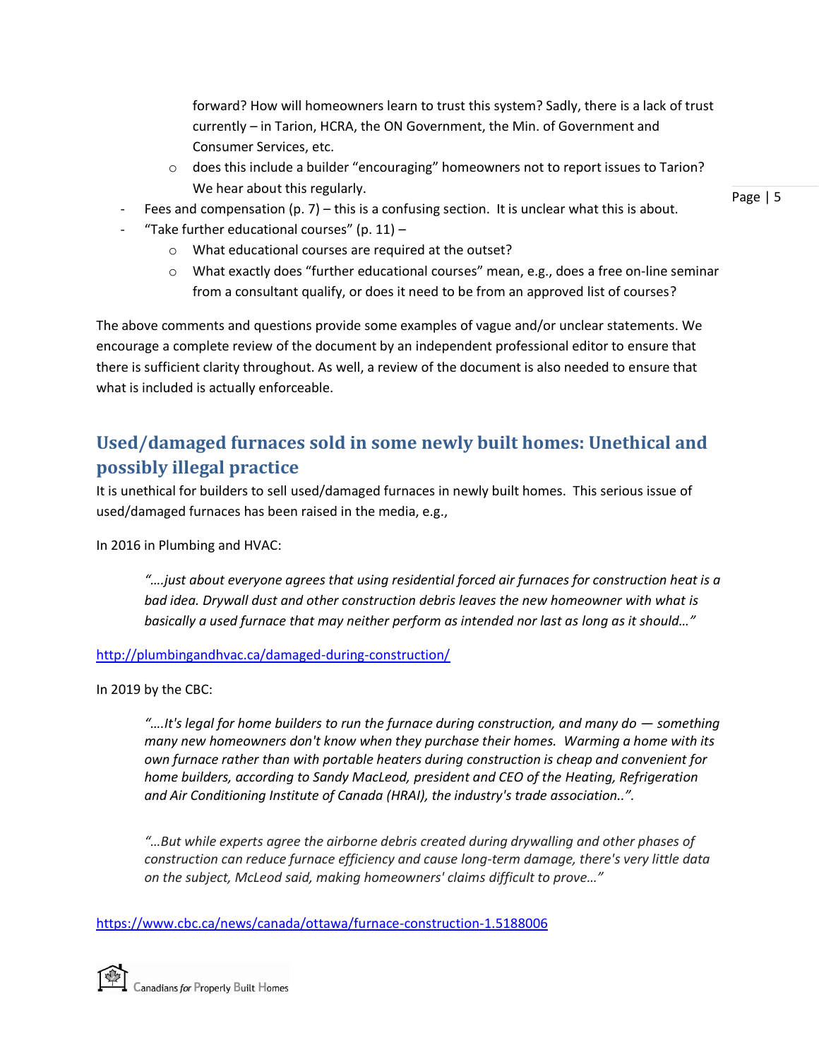forward? How will homeowners learn to trust this system? Sadly, there is a lack of trust currently – in Tarion, HCRA, the ON Government, the Min. of Government and Consumer Services, etc.
    - does this include a builder "encouraging" homeowners not to report issues to Tarion? We hear about this regularly.
- Fees and compensation (p. 7) – this is a confusing section. It is unclear what this is about.
- "Take further educational courses" (p. 11) –
    - What educational courses are required at the outset?
    - What exactly does "further educational courses" mean, e.g., does a free on-line seminar from a consultant qualify, or does it need to be from an approved list of courses?

The above comments and questions provide some examples of vague and/or unclear statements. We encourage a complete review of the document by an independent professional editor to ensure that there is sufficient clarity throughout. As well, a review of the document is also needed to ensure that what is included is actually enforceable.

## Used/damaged furnaces sold in some newly built homes: Unethical and possibly illegal practice

It is unethical for builders to sell used/damaged furnaces in newly built homes. This serious issue of used/damaged furnaces has been raised in the media, e.g.,

In 2016 in Plumbing and HVAC:

> *"….just about everyone agrees that using residential forced air furnaces for construction heat is a bad idea. Drywall dust and other construction debris leaves the new homeowner with what is basically a used furnace that may neither perform as intended nor last as long as it should…"*

http://plumbingandhvac.ca/damaged-during-construction/

In 2019 by the CBC:

> *"….It's legal for home builders to run the furnace during construction, and many do — something many new homeowners don't know when they purchase their homes. Warming a home with its own furnace rather than with portable heaters during construction is cheap and convenient for home builders, according to Sandy MacLeod, president and CEO of the Heating, Refrigeration and Air Conditioning Institute of Canada (HRAI), the industry's trade association..".*

> *"…But while experts agree the airborne debris created during drywalling and other phases of construction can reduce furnace efficiency and cause long-term damage, there's very little data on the subject, McLeod said, making homeowners' claims difficult to prove…"*

https://www.cbc.ca/news/canada/ottawa/furnace-construction-1.5188006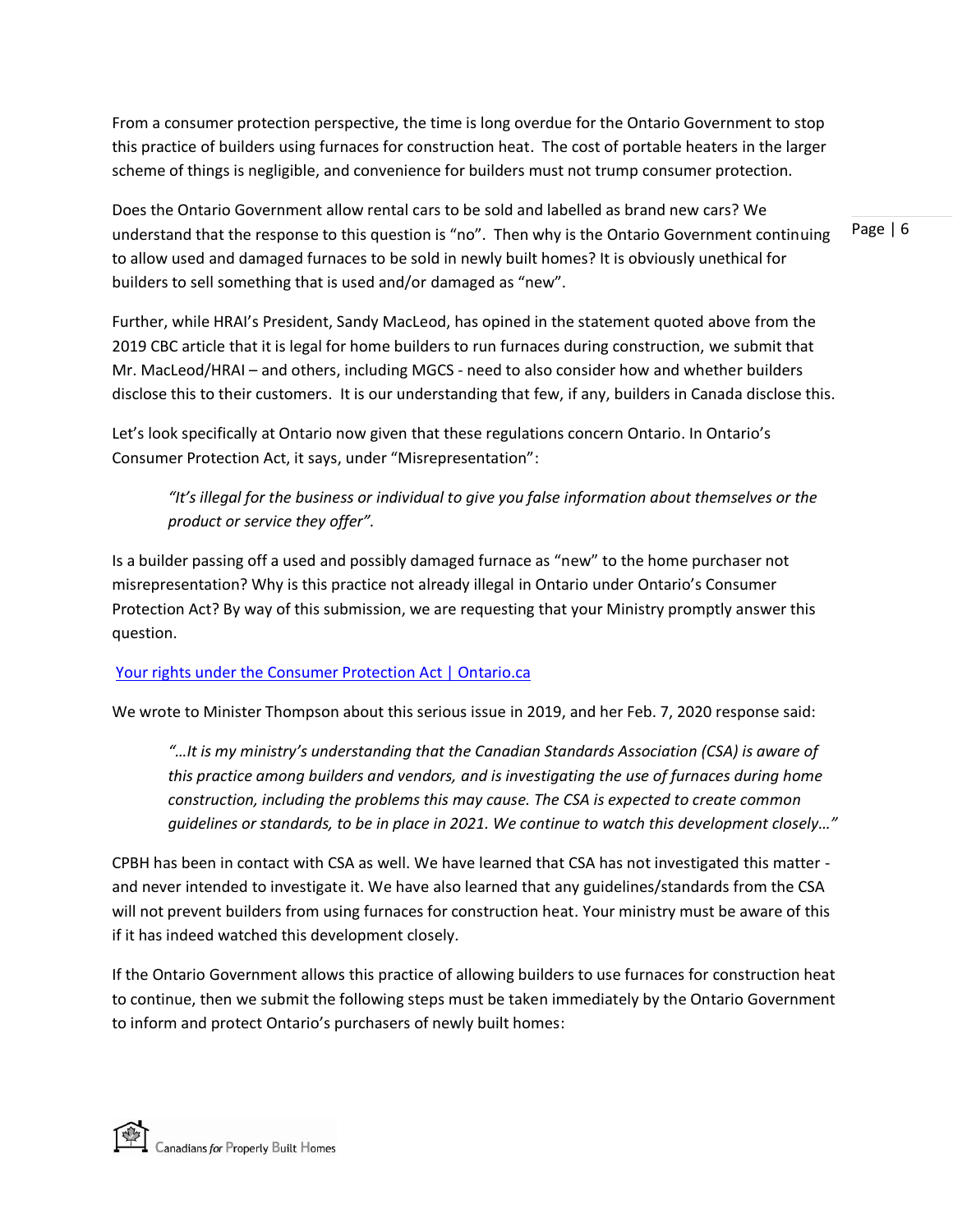From a consumer protection perspective, the time is long overdue for the Ontario Government to stop this practice of builders using furnaces for construction heat. The cost of portable heaters in the larger scheme of things is negligible, and convenience for builders must not trump consumer protection.

Does the Ontario Government allow rental cars to be sold and labelled as brand new cars? We understand that the response to this question is "no". Then why is the Ontario Government continuing to allow used and damaged furnaces to be sold in newly built homes? It is obviously unethical for builders to sell something that is used and/or damaged as "new".

Further, while HRAI's President, Sandy MacLeod, has opined in the statement quoted above from the 2019 CBC article that it is legal for home builders to run furnaces during construction, we submit that Mr. MacLeod/HRAI – and others, including MGCS - need to also consider how and whether builders disclose this to their customers. It is our understanding that few, if any, builders in Canada disclose this.

Let's look specifically at Ontario now given that these regulations concern Ontario. In Ontario's Consumer Protection Act, it says, under "Misrepresentation":

> *"It's illegal for the business or individual to give you false information about themselves or the product or service they offer".*

Is a builder passing off a used and possibly damaged furnace as "new" to the home purchaser not misrepresentation? Why is this practice not already illegal in Ontario under Ontario's Consumer Protection Act? By way of this submission, we are requesting that your Ministry promptly answer this question.

[Your rights under the Consumer Protection Act | Ontario.ca]

We wrote to Minister Thompson about this serious issue in 2019, and her Feb. 7, 2020 response said:

> *"…It is my ministry's understanding that the Canadian Standards Association (CSA) is aware of this practice among builders and vendors, and is investigating the use of furnaces during home construction, including the problems this may cause. The CSA is expected to create common guidelines or standards, to be in place in 2021. We continue to watch this development closely…"*

CPBH has been in contact with CSA as well. We have learned that CSA has not investigated this matter - and never intended to investigate it. We have also learned that any guidelines/standards from the CSA will not prevent builders from using furnaces for construction heat. Your ministry must be aware of this if it has indeed watched this development closely.

If the Ontario Government allows this practice of allowing builders to use furnaces for construction heat to continue, then we submit the following steps must be taken immediately by the Ontario Government to inform and protect Ontario's purchasers of newly built homes: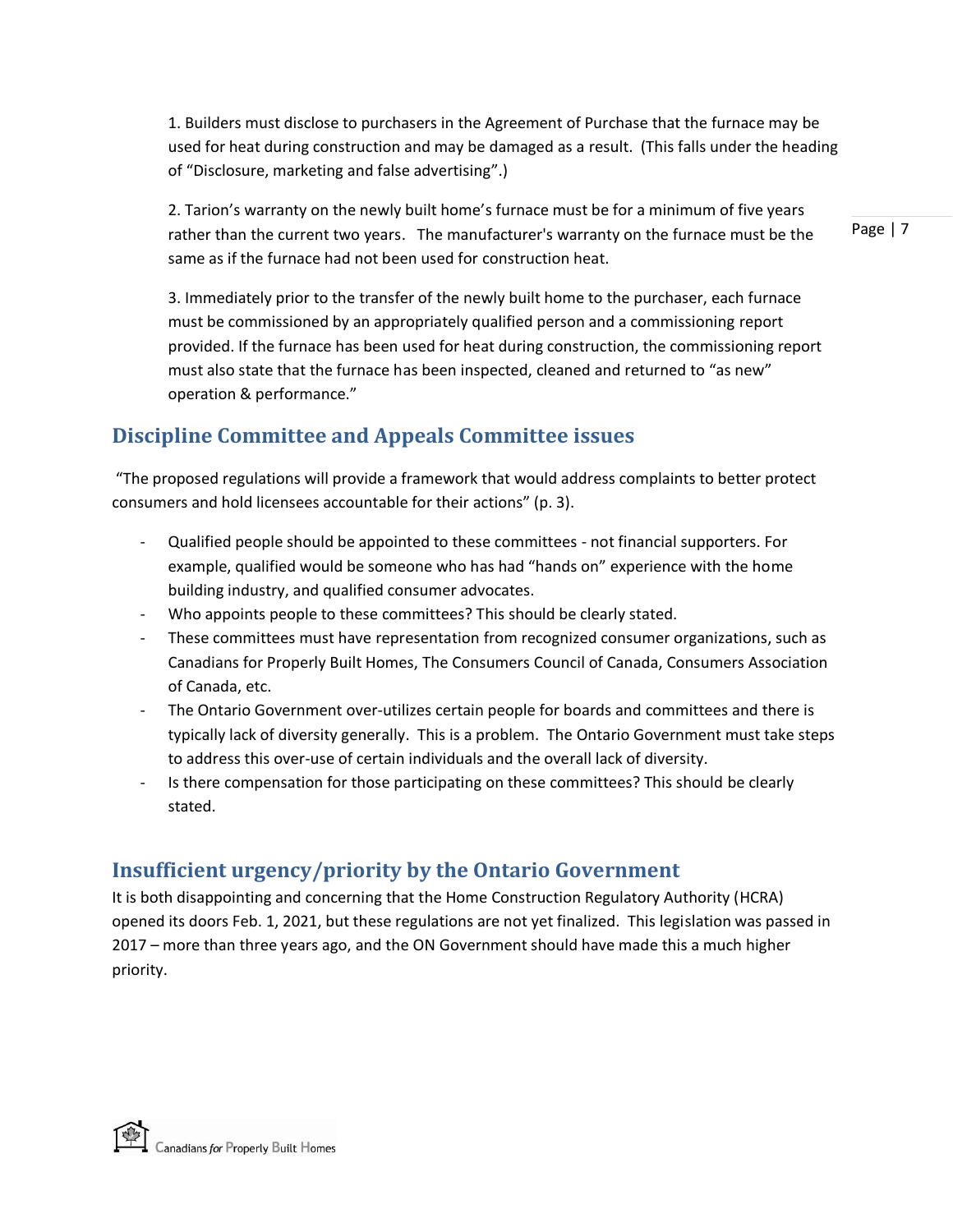1. Builders must disclose to purchasers in the Agreement of Purchase that the furnace may be used for heat during construction and may be damaged as a result. (This falls under the heading of "Disclosure, marketing and false advertising".)

2. Tarion's warranty on the newly built home's furnace must be for a minimum of five years rather than the current two years. The manufacturer's warranty on the furnace must be the same as if the furnace had not been used for construction heat.

3. Immediately prior to the transfer of the newly built home to the purchaser, each furnace must be commissioned by an appropriately qualified person and a commissioning report provided. If the furnace has been used for heat during construction, the commissioning report must also state that the furnace has been inspected, cleaned and returned to "as new" operation & performance."

## Discipline Committee and Appeals Committee issues

"The proposed regulations will provide a framework that would address complaints to better protect consumers and hold licensees accountable for their actions" (p. 3).

- Qualified people should be appointed to these committees - not financial supporters. For example, qualified would be someone who has had "hands on" experience with the home building industry, and qualified consumer advocates.
- Who appoints people to these committees? This should be clearly stated.
- These committees must have representation from recognized consumer organizations, such as Canadians for Properly Built Homes, The Consumers Council of Canada, Consumers Association of Canada, etc.
- The Ontario Government over-utilizes certain people for boards and committees and there is typically lack of diversity generally. This is a problem. The Ontario Government must take steps to address this over-use of certain individuals and the overall lack of diversity.
- Is there compensation for those participating on these committees? This should be clearly stated.

## Insufficient urgency/priority by the Ontario Government

It is both disappointing and concerning that the Home Construction Regulatory Authority (HCRA) opened its doors Feb. 1, 2021, but these regulations are not yet finalized. This legislation was passed in 2017 – more than three years ago, and the ON Government should have made this a much higher priority.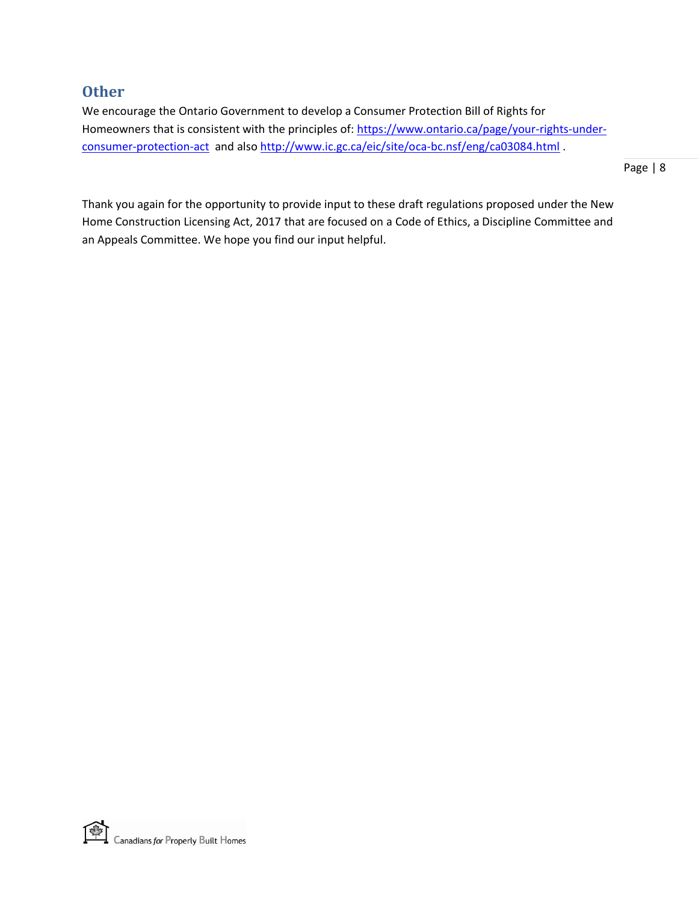## Other

We encourage the Ontario Government to develop a Consumer Protection Bill of Rights for Homeowners that is consistent with the principles of: [https://www.ontario.ca/page/your-rights-under-consumer-protection-act](https://www.ontario.ca/page/your-rights-under-consumer-protection-act) and also [http://www.ic.gc.ca/eic/site/oca-bc.nsf/eng/ca03084.html](http://www.ic.gc.ca/eic/site/oca-bc.nsf/eng/ca03084.html) .

Thank you again for the opportunity to provide input to these draft regulations proposed under the New Home Construction Licensing Act, 2017 that are focused on a Code of Ethics, a Discipline Committee and an Appeals Committee. We hope you find our input helpful.